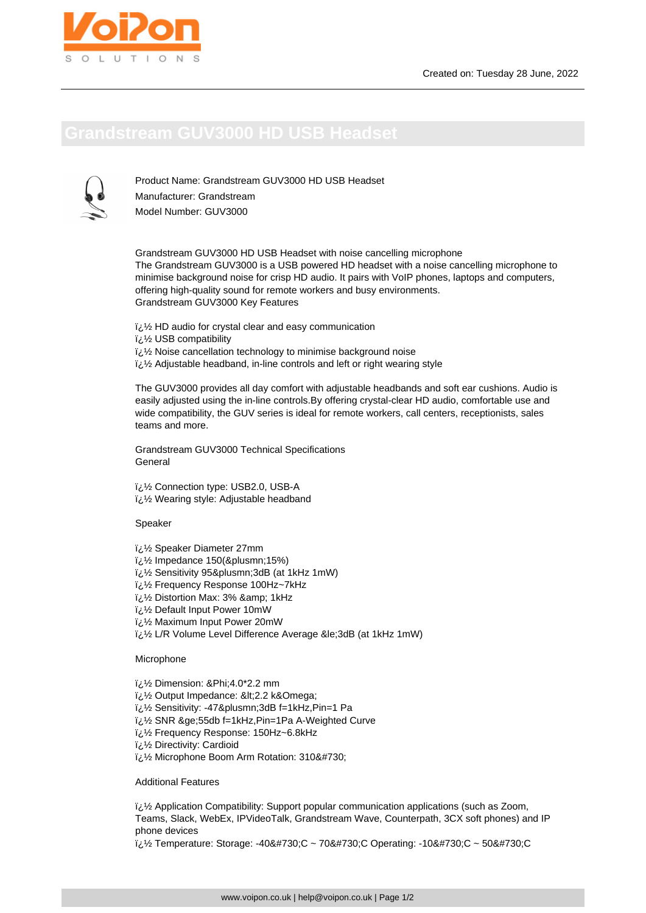# Grandstream GUV3000 HD USB Headset

Product Name: Grandstream GUV3000 HD USB Headset
Manufacturer: Grandstream
Model Number: GUV3000

Grandstream GUV3000 HD USB Headset with noise cancelling microphone
The Grandstream GUV3000 is a USB powered HD headset with a noise cancelling microphone to minimise background noise for crisp HD audio. It pairs with VoIP phones, laptops and computers, offering high-quality sound for remote workers and busy environments.
Grandstream GUV3000 Key Features

ï¿½ HD audio for crystal clear and easy communication
ï¿½ USB compatibility
ï¿½ Noise cancellation technology to minimise background noise
ï¿½ Adjustable headband, in-line controls and left or right wearing style

The GUV3000 provides all day comfort with adjustable headbands and soft ear cushions. Audio is easily adjusted using the in-line controls.By offering crystal-clear HD audio, comfortable use and wide compatibility, the GUV series is ideal for remote workers, call centers, receptionists, sales teams and more.

Grandstream GUV3000 Technical Specifications
General

ï¿½ Connection type: USB2.0, USB-A
ï¿½ Wearing style: Adjustable headband

Speaker

ï¿½ Speaker Diameter 27mm
ï¿½ Impedance 150(&plusmn;15%)
ï¿½ Sensitivity 95&plusmn;3dB (at 1kHz 1mW)
ï¿½ Frequency Response 100Hz~7kHz
ï¿½ Distortion Max: 3% &amp; 1kHz
ï¿½ Default Input Power 10mW
ï¿½ Maximum Input Power 20mW
ï¿½ L/R Volume Level Difference Average &le;3dB (at 1kHz 1mW)

Microphone

ï¿½ Dimension: &Phi;4.0*2.2 mm
ï¿½ Output Impedance: &lt;2.2 k&Omega;
ï¿½ Sensitivity: -47&plusmn;3dB f=1kHz,Pin=1 Pa
ï¿½ SNR &ge;55db f=1kHz,Pin=1Pa A-Weighted Curve
ï¿½ Frequency Response: 150Hz~6.8kHz
ï¿½ Directivity: Cardioid
ï¿½ Microphone Boom Arm Rotation: 310&#730;

Additional Features

ï¿½ Application Compatibility: Support popular communication applications (such as Zoom, Teams, Slack, WebEx, IPVideoTalk, Grandstream Wave, Counterpath, 3CX soft phones) and IP phone devices
ï¿½ Temperature: Storage: -40&#730;C ~ 70&#730;C Operating: -10&#730;C ~ 50&#730;C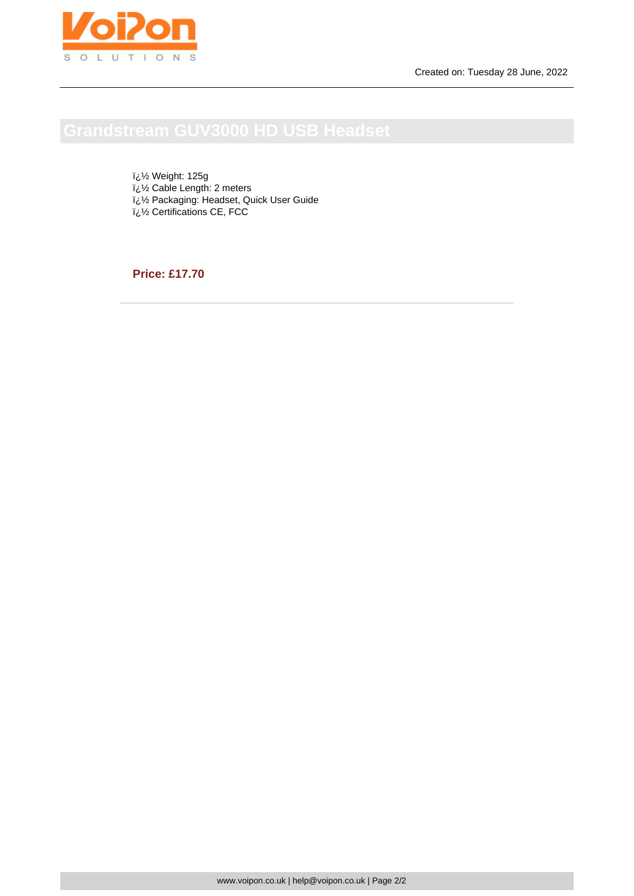# Grandstream GUV3000 HD USB Headset

ï¿½ Weight: 125g
ï¿½ Cable Length: 2 meters
ï¿½ Packaging: Headset, Quick User Guide
ï¿½ Certifications CE, FCC

**Price: £17.70**